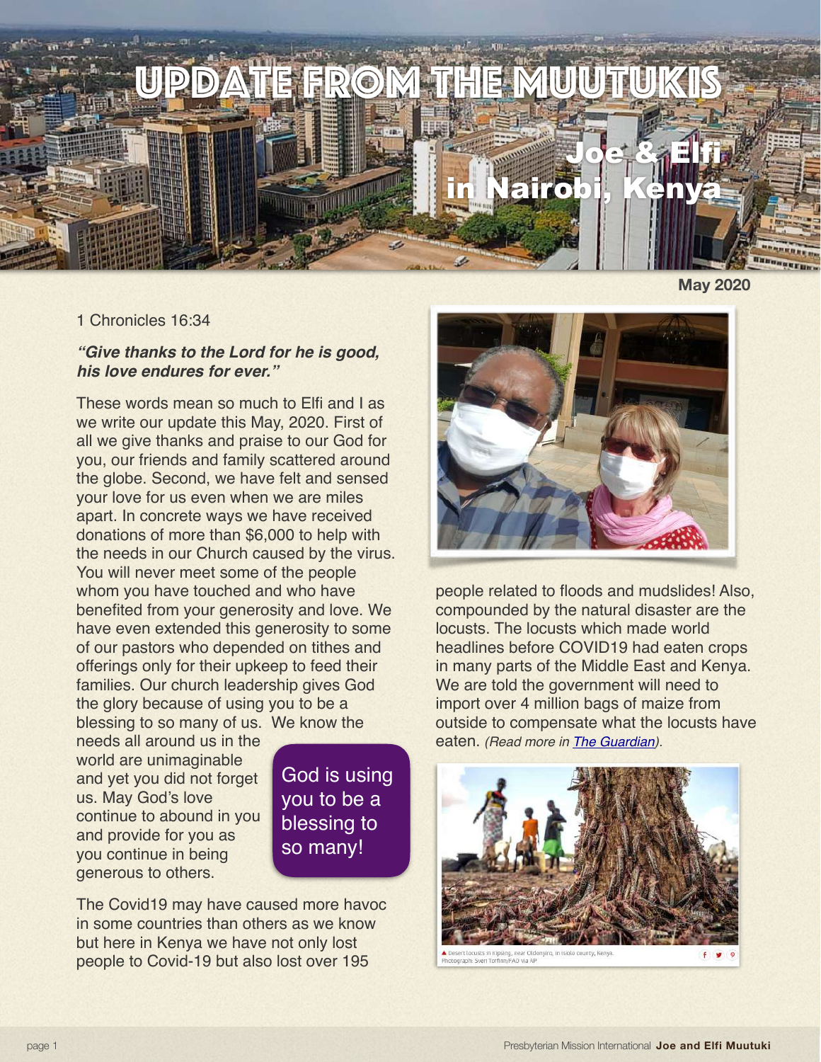# UPDATE FROM THE MUUTUKIS

## Joe & Elfi in Nairobi, Kenya

**May 2020**

1 Chronicles 16:34

***"Give thanks to the Lord for he is good, his love endures for ever."***

These words mean so much to Elfi and I as we write our update this May, 2020. First of all we give thanks and praise to our God for you, our friends and family scattered around the globe. Second, we have felt and sensed your love for us even when we are miles apart. In concrete ways we have received donations of more than $6,000 to help with the needs in our Church caused by the virus. You will never meet some of the people whom you have touched and who have benefited from your generosity and love. We have even extended this generosity to some of our pastors who depended on tithes and offerings only for their upkeep to feed their families. Our church leadership gives God the glory because of using you to be a blessing to so many of us. We know the needs all around us in the world are unimaginable and yet you did not forget us. May God's love continue to abound in you and provide for you as you continue in being generous to others.

God is using you to be a blessing to so many!

The Covid19 may have caused more havoc in some countries than others as we know but here in Kenya we have not only lost people to Covid-19 but also lost over 195 people related to floods and mudslides! Also, compounded by the natural disaster are the locusts. The locusts which made world headlines before COVID19 had eaten crops in many parts of the Middle East and Kenya. We are told the government will need to import over 4 million bags of maize from outside to compensate what the locusts have eaten. *(Read more in The Guardian).*

Desert locusts in Kipsing, near Oldonyiro, in Isiolo county, Kenya. Photograph: Sven Torfinn/FAO via AP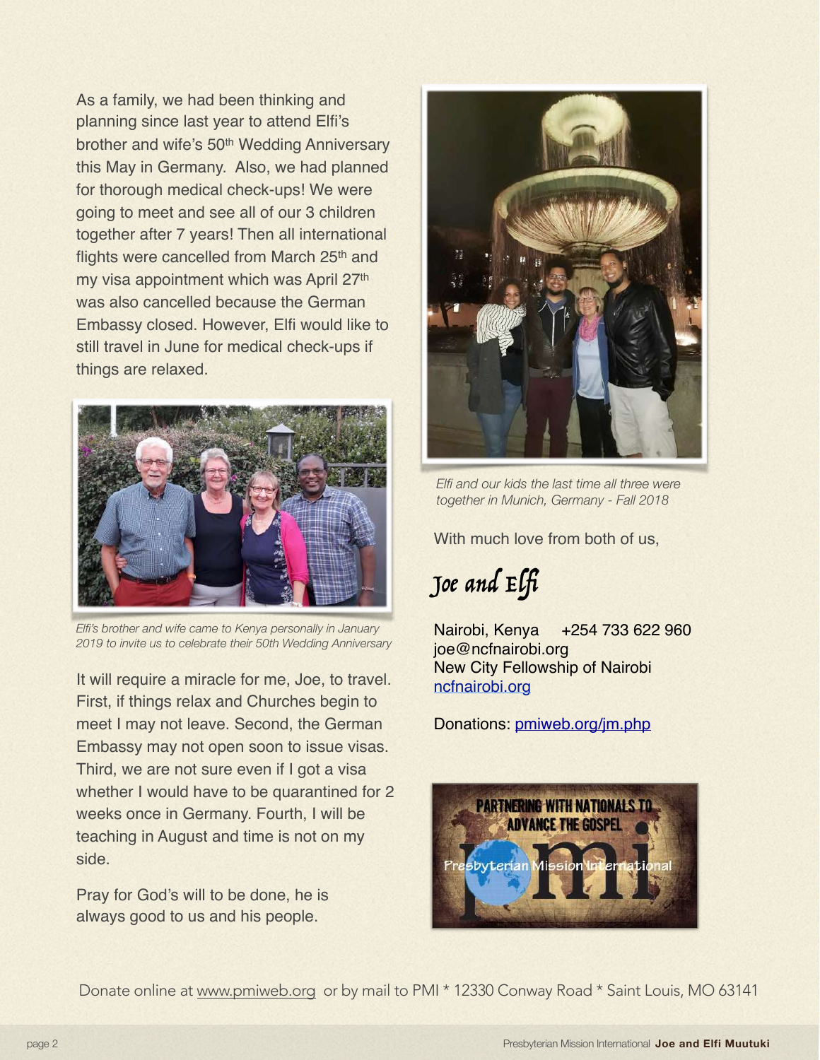As a family, we had been thinking and planning since last year to attend Elfi's brother and wife's 50th Wedding Anniversary this May in Germany. Also, we had planned for thorough medical check-ups! We were going to meet and see all of our 3 children together after 7 years! Then all international flights were cancelled from March 25th and my visa appointment which was April 27th was also cancelled because the German Embassy closed. However, Elfi would like to still travel in June for medical check-ups if things are relaxed.

*Elfi's brother and wife came to Kenya personally in January 2019 to invite us to celebrate their 50th Wedding Anniversary*

It will require a miracle for me, Joe, to travel. First, if things relax and Churches begin to meet I may not leave. Second, the German Embassy may not open soon to issue visas. Third, we are not sure even if I got a visa whether I would have to be quarantined for 2 weeks once in Germany. Fourth, I will be teaching in August and time is not on my side.

Pray for God's will to be done, he is always good to us and his people.

*Elfi and our kids the last time all three were together in Munich, Germany - Fall 2018*

With much love from both of us,

*Joe and Elfi*

Nairobi, Kenya +254 733 622 960
joe@ncfnairobi.org
New City Fellowship of Nairobi
ncfnairobi.org

Donations: pmiweb.org/jm.php

PARTNERING WITH NATIONALS TO ADVANCE THE GOSPEL
pmi
Presbyterian Mission International

Donate online at www.pmiweb.org or by mail to PMI * 12330 Conway Road * Saint Louis, MO 63141